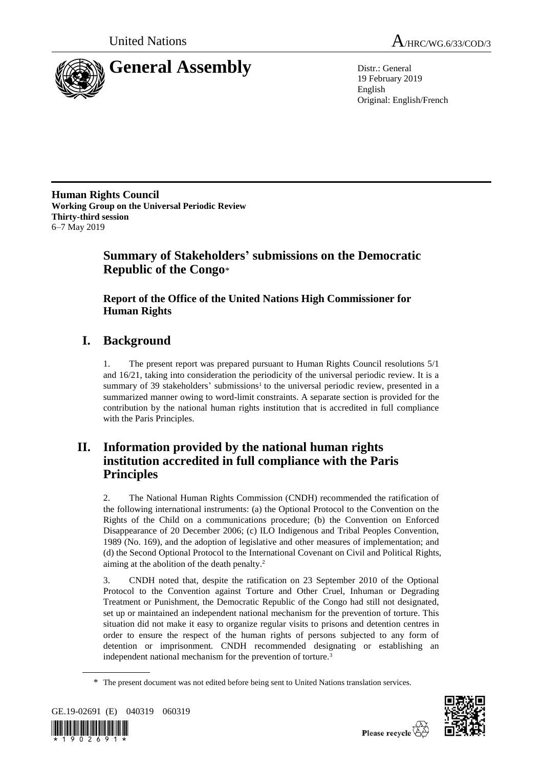United Nations

A/HRC/WG.6/33/COD/3

# General Assembly

Distr.: General
19 February 2019
English
Original: English/French

**Human Rights Council**
**Working Group on the Universal Periodic Review**
**Thirty-third session**
6–7 May 2019

## Summary of Stakeholders' submissions on the Democratic Republic of the Congo*

### Report of the Office of the United Nations High Commissioner for Human Rights

## I. Background

1. The present report was prepared pursuant to Human Rights Council resolutions 5/1 and 16/21, taking into consideration the periodicity of the universal periodic review. It is a summary of 39 stakeholders' submissions[1] to the universal periodic review, presented in a summarized manner owing to word-limit constraints. A separate section is provided for the contribution by the national human rights institution that is accredited in full compliance with the Paris Principles.

## II. Information provided by the national human rights institution accredited in full compliance with the Paris Principles

2. The National Human Rights Commission (CNDH) recommended the ratification of the following international instruments: (a) the Optional Protocol to the Convention on the Rights of the Child on a communications procedure; (b) the Convention on Enforced Disappearance of 20 December 2006; (c) ILO Indigenous and Tribal Peoples Convention, 1989 (No. 169), and the adoption of legislative and other measures of implementation; and (d) the Second Optional Protocol to the International Covenant on Civil and Political Rights, aiming at the abolition of the death penalty.[2]

3. CNDH noted that, despite the ratification on 23 September 2010 of the Optional Protocol to the Convention against Torture and Other Cruel, Inhuman or Degrading Treatment or Punishment, the Democratic Republic of the Congo had still not designated, set up or maintained an independent national mechanism for the prevention of torture. This situation did not make it easy to organize regular visits to prisons and detention centres in order to ensure the respect of the human rights of persons subjected to any form of detention or imprisonment. CNDH recommended designating or establishing an independent national mechanism for the prevention of torture.[3]

\* The present document was not edited before being sent to United Nations translation services.

GE.19-02691 (E) 040319 060319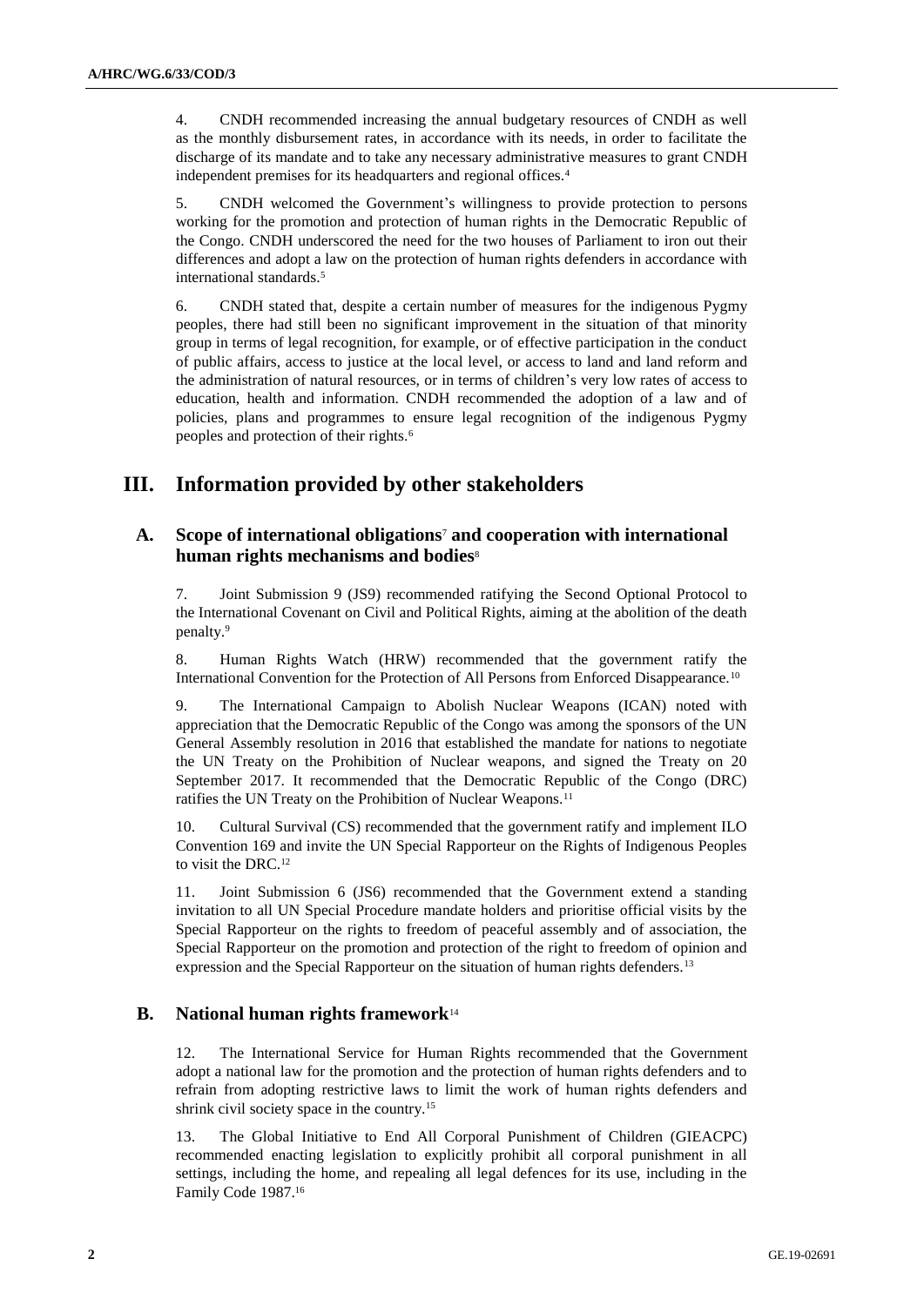4. CNDH recommended increasing the annual budgetary resources of CNDH as well as the monthly disbursement rates, in accordance with its needs, in order to facilitate the discharge of its mandate and to take any necessary administrative measures to grant CNDH independent premises for its headquarters and regional offices.[4]

5. CNDH welcomed the Government's willingness to provide protection to persons working for the promotion and protection of human rights in the Democratic Republic of the Congo. CNDH underscored the need for the two houses of Parliament to iron out their differences and adopt a law on the protection of human rights defenders in accordance with international standards.[5]

6. CNDH stated that, despite a certain number of measures for the indigenous Pygmy peoples, there had still been no significant improvement in the situation of that minority group in terms of legal recognition, for example, or of effective participation in the conduct of public affairs, access to justice at the local level, or access to land and land reform and the administration of natural resources, or in terms of children's very low rates of access to education, health and information. CNDH recommended the adoption of a law and of policies, plans and programmes to ensure legal recognition of the indigenous Pygmy peoples and protection of their rights.[6]

# III. Information provided by other stakeholders

## A. Scope of international obligations[7] and cooperation with international human rights mechanisms and bodies[8]

7. Joint Submission 9 (JS9) recommended ratifying the Second Optional Protocol to the International Covenant on Civil and Political Rights, aiming at the abolition of the death penalty.[9]

8. Human Rights Watch (HRW) recommended that the government ratify the International Convention for the Protection of All Persons from Enforced Disappearance.[10]

9. The International Campaign to Abolish Nuclear Weapons (ICAN) noted with appreciation that the Democratic Republic of the Congo was among the sponsors of the UN General Assembly resolution in 2016 that established the mandate for nations to negotiate the UN Treaty on the Prohibition of Nuclear weapons, and signed the Treaty on 20 September 2017. It recommended that the Democratic Republic of the Congo (DRC) ratifies the UN Treaty on the Prohibition of Nuclear Weapons.[11]

10. Cultural Survival (CS) recommended that the government ratify and implement ILO Convention 169 and invite the UN Special Rapporteur on the Rights of Indigenous Peoples to visit the DRC.[12]

11. Joint Submission 6 (JS6) recommended that the Government extend a standing invitation to all UN Special Procedure mandate holders and prioritise official visits by the Special Rapporteur on the rights to freedom of peaceful assembly and of association, the Special Rapporteur on the promotion and protection of the right to freedom of opinion and expression and the Special Rapporteur on the situation of human rights defenders.[13]

## B. National human rights framework[14]

12. The International Service for Human Rights recommended that the Government adopt a national law for the promotion and the protection of human rights defenders and to refrain from adopting restrictive laws to limit the work of human rights defenders and shrink civil society space in the country.[15]

13. The Global Initiative to End All Corporal Punishment of Children (GIEACPC) recommended enacting legislation to explicitly prohibit all corporal punishment in all settings, including the home, and repealing all legal defences for its use, including in the Family Code 1987.[16]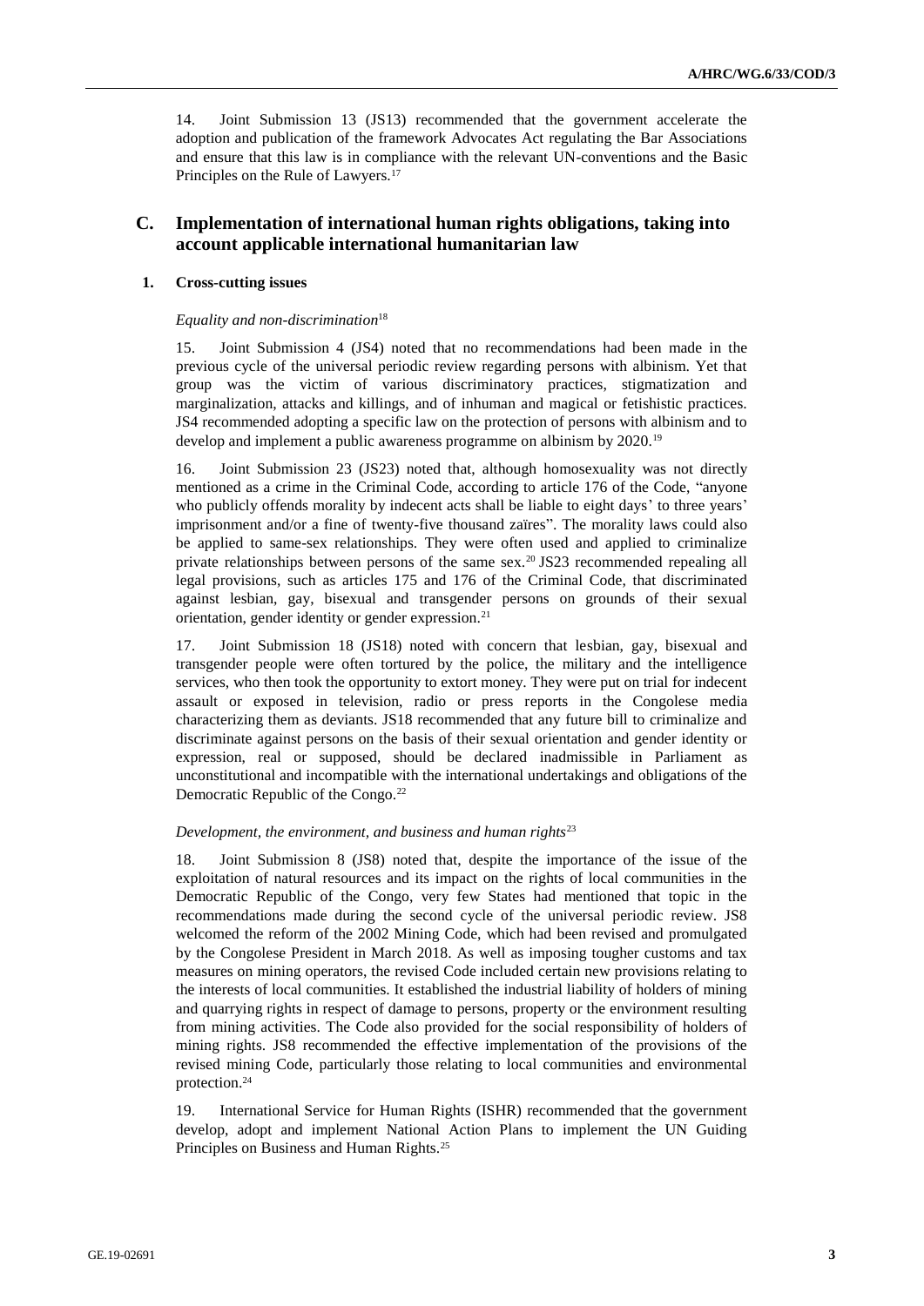14. Joint Submission 13 (JS13) recommended that the government accelerate the adoption and publication of the framework Advocates Act regulating the Bar Associations and ensure that this law is in compliance with the relevant UN-conventions and the Basic Principles on the Rule of Lawyers.[17]

## C. Implementation of international human rights obligations, taking into account applicable international humanitarian law

### 1. Cross-cutting issues

*Equality and non-discrimination*[18]

15. Joint Submission 4 (JS4) noted that no recommendations had been made in the previous cycle of the universal periodic review regarding persons with albinism. Yet that group was the victim of various discriminatory practices, stigmatization and marginalization, attacks and killings, and of inhuman and magical or fetishistic practices. JS4 recommended adopting a specific law on the protection of persons with albinism and to develop and implement a public awareness programme on albinism by 2020.[19]

16. Joint Submission 23 (JS23) noted that, although homosexuality was not directly mentioned as a crime in the Criminal Code, according to article 176 of the Code, "anyone who publicly offends morality by indecent acts shall be liable to eight days' to three years' imprisonment and/or a fine of twenty-five thousand zaïres". The morality laws could also be applied to same-sex relationships. They were often used and applied to criminalize private relationships between persons of the same sex.[20] JS23 recommended repealing all legal provisions, such as articles 175 and 176 of the Criminal Code, that discriminated against lesbian, gay, bisexual and transgender persons on grounds of their sexual orientation, gender identity or gender expression.[21]

17. Joint Submission 18 (JS18) noted with concern that lesbian, gay, bisexual and transgender people were often tortured by the police, the military and the intelligence services, who then took the opportunity to extort money. They were put on trial for indecent assault or exposed in television, radio or press reports in the Congolese media characterizing them as deviants. JS18 recommended that any future bill to criminalize and discriminate against persons on the basis of their sexual orientation and gender identity or expression, real or supposed, should be declared inadmissible in Parliament as unconstitutional and incompatible with the international undertakings and obligations of the Democratic Republic of the Congo.[22]

*Development, the environment, and business and human rights*[23]

18. Joint Submission 8 (JS8) noted that, despite the importance of the issue of the exploitation of natural resources and its impact on the rights of local communities in the Democratic Republic of the Congo, very few States had mentioned that topic in the recommendations made during the second cycle of the universal periodic review. JS8 welcomed the reform of the 2002 Mining Code, which had been revised and promulgated by the Congolese President in March 2018. As well as imposing tougher customs and tax measures on mining operators, the revised Code included certain new provisions relating to the interests of local communities. It established the industrial liability of holders of mining and quarrying rights in respect of damage to persons, property or the environment resulting from mining activities. The Code also provided for the social responsibility of holders of mining rights. JS8 recommended the effective implementation of the provisions of the revised mining Code, particularly those relating to local communities and environmental protection.[24]

19. International Service for Human Rights (ISHR) recommended that the government develop, adopt and implement National Action Plans to implement the UN Guiding Principles on Business and Human Rights.[25]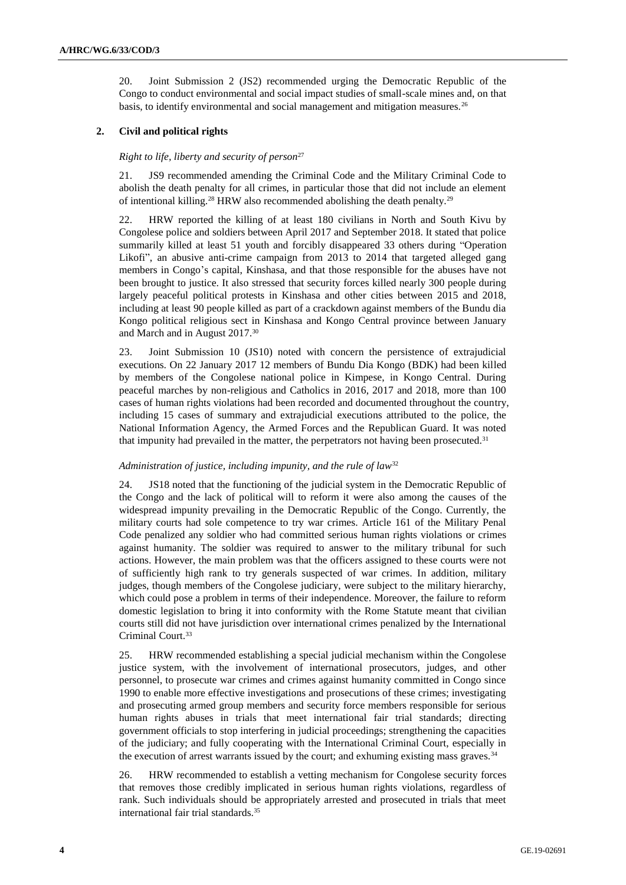20. Joint Submission 2 (JS2) recommended urging the Democratic Republic of the Congo to conduct environmental and social impact studies of small-scale mines and, on that basis, to identify environmental and social management and mitigation measures.[26]

### 2. Civil and political rights

*Right to life, liberty and security of person*[27]

21. JS9 recommended amending the Criminal Code and the Military Criminal Code to abolish the death penalty for all crimes, in particular those that did not include an element of intentional killing.[28] HRW also recommended abolishing the death penalty.[29]

22. HRW reported the killing of at least 180 civilians in North and South Kivu by Congolese police and soldiers between April 2017 and September 2018. It stated that police summarily killed at least 51 youth and forcibly disappeared 33 others during "Operation Likofi", an abusive anti-crime campaign from 2013 to 2014 that targeted alleged gang members in Congo's capital, Kinshasa, and that those responsible for the abuses have not been brought to justice. It also stressed that security forces killed nearly 300 people during largely peaceful political protests in Kinshasa and other cities between 2015 and 2018, including at least 90 people killed as part of a crackdown against members of the Bundu dia Kongo political religious sect in Kinshasa and Kongo Central province between January and March and in August 2017.[30]

23. Joint Submission 10 (JS10) noted with concern the persistence of extrajudicial executions. On 22 January 2017 12 members of Bundu Dia Kongo (BDK) had been killed by members of the Congolese national police in Kimpese, in Kongo Central. During peaceful marches by non-religious and Catholics in 2016, 2017 and 2018, more than 100 cases of human rights violations had been recorded and documented throughout the country, including 15 cases of summary and extrajudicial executions attributed to the police, the National Information Agency, the Armed Forces and the Republican Guard. It was noted that impunity had prevailed in the matter, the perpetrators not having been prosecuted.[31]

*Administration of justice, including impunity, and the rule of law*[32]

24. JS18 noted that the functioning of the judicial system in the Democratic Republic of the Congo and the lack of political will to reform it were also among the causes of the widespread impunity prevailing in the Democratic Republic of the Congo. Currently, the military courts had sole competence to try war crimes. Article 161 of the Military Penal Code penalized any soldier who had committed serious human rights violations or crimes against humanity. The soldier was required to answer to the military tribunal for such actions. However, the main problem was that the officers assigned to these courts were not of sufficiently high rank to try generals suspected of war crimes. In addition, military judges, though members of the Congolese judiciary, were subject to the military hierarchy, which could pose a problem in terms of their independence. Moreover, the failure to reform domestic legislation to bring it into conformity with the Rome Statute meant that civilian courts still did not have jurisdiction over international crimes penalized by the International Criminal Court.[33]

25. HRW recommended establishing a special judicial mechanism within the Congolese justice system, with the involvement of international prosecutors, judges, and other personnel, to prosecute war crimes and crimes against humanity committed in Congo since 1990 to enable more effective investigations and prosecutions of these crimes; investigating and prosecuting armed group members and security force members responsible for serious human rights abuses in trials that meet international fair trial standards; directing government officials to stop interfering in judicial proceedings; strengthening the capacities of the judiciary; and fully cooperating with the International Criminal Court, especially in the execution of arrest warrants issued by the court; and exhuming existing mass graves.[34]

26. HRW recommended to establish a vetting mechanism for Congolese security forces that removes those credibly implicated in serious human rights violations, regardless of rank. Such individuals should be appropriately arrested and prosecuted in trials that meet international fair trial standards.[35]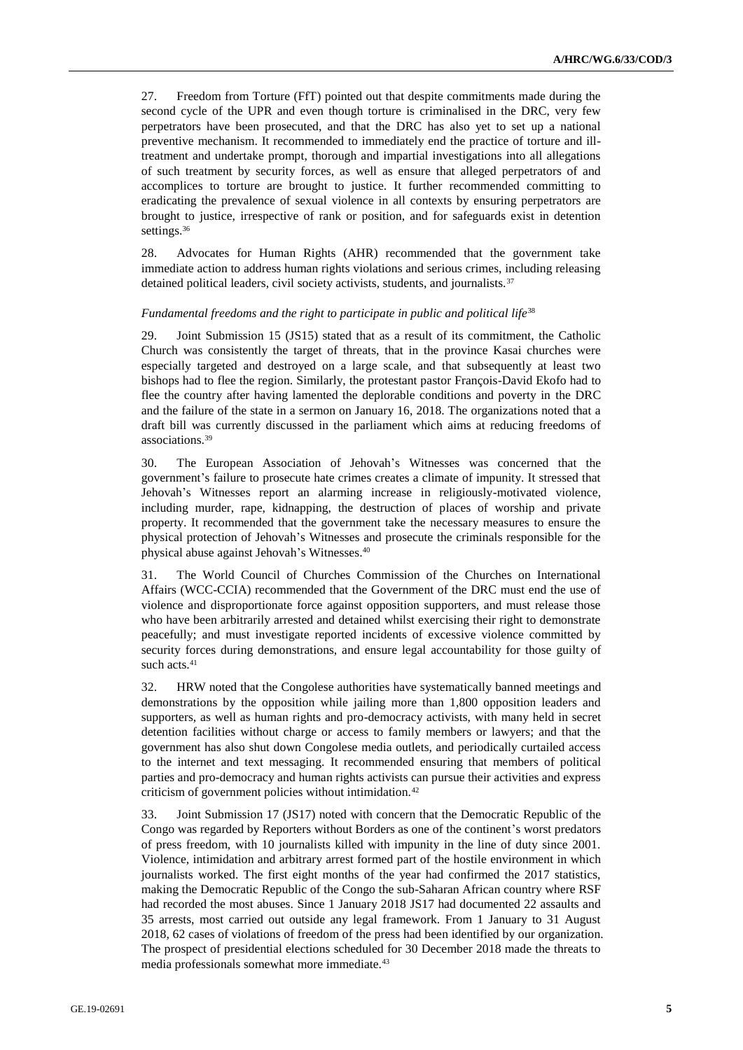27. Freedom from Torture (FfT) pointed out that despite commitments made during the second cycle of the UPR and even though torture is criminalised in the DRC, very few perpetrators have been prosecuted, and that the DRC has also yet to set up a national preventive mechanism. It recommended to immediately end the practice of torture and ill-treatment and undertake prompt, thorough and impartial investigations into all allegations of such treatment by security forces, as well as ensure that alleged perpetrators of and accomplices to torture are brought to justice. It further recommended committing to eradicating the prevalence of sexual violence in all contexts by ensuring perpetrators are brought to justice, irrespective of rank or position, and for safeguards exist in detention settings.[36]

28. Advocates for Human Rights (AHR) recommended that the government take immediate action to address human rights violations and serious crimes, including releasing detained political leaders, civil society activists, students, and journalists.[37]

*Fundamental freedoms and the right to participate in public and political life*[38]

29. Joint Submission 15 (JS15) stated that as a result of its commitment, the Catholic Church was consistently the target of threats, that in the province Kasai churches were especially targeted and destroyed on a large scale, and that subsequently at least two bishops had to flee the region. Similarly, the protestant pastor François-David Ekofo had to flee the country after having lamented the deplorable conditions and poverty in the DRC and the failure of the state in a sermon on January 16, 2018. The organizations noted that a draft bill was currently discussed in the parliament which aims at reducing freedoms of associations.[39]

30. The European Association of Jehovah's Witnesses was concerned that the government's failure to prosecute hate crimes creates a climate of impunity. It stressed that Jehovah's Witnesses report an alarming increase in religiously-motivated violence, including murder, rape, kidnapping, the destruction of places of worship and private property. It recommended that the government take the necessary measures to ensure the physical protection of Jehovah's Witnesses and prosecute the criminals responsible for the physical abuse against Jehovah's Witnesses.[40]

31. The World Council of Churches Commission of the Churches on International Affairs (WCC-CCIA) recommended that the Government of the DRC must end the use of violence and disproportionate force against opposition supporters, and must release those who have been arbitrarily arrested and detained whilst exercising their right to demonstrate peacefully; and must investigate reported incidents of excessive violence committed by security forces during demonstrations, and ensure legal accountability for those guilty of such acts.[41]

32. HRW noted that the Congolese authorities have systematically banned meetings and demonstrations by the opposition while jailing more than 1,800 opposition leaders and supporters, as well as human rights and pro-democracy activists, with many held in secret detention facilities without charge or access to family members or lawyers; and that the government has also shut down Congolese media outlets, and periodically curtailed access to the internet and text messaging. It recommended ensuring that members of political parties and pro-democracy and human rights activists can pursue their activities and express criticism of government policies without intimidation.[42]

33. Joint Submission 17 (JS17) noted with concern that the Democratic Republic of the Congo was regarded by Reporters without Borders as one of the continent's worst predators of press freedom, with 10 journalists killed with impunity in the line of duty since 2001. Violence, intimidation and arbitrary arrest formed part of the hostile environment in which journalists worked. The first eight months of the year had confirmed the 2017 statistics, making the Democratic Republic of the Congo the sub-Saharan African country where RSF had recorded the most abuses. Since 1 January 2018 JS17 had documented 22 assaults and 35 arrests, most carried out outside any legal framework. From 1 January to 31 August 2018, 62 cases of violations of freedom of the press had been identified by our organization. The prospect of presidential elections scheduled for 30 December 2018 made the threats to media professionals somewhat more immediate.[43]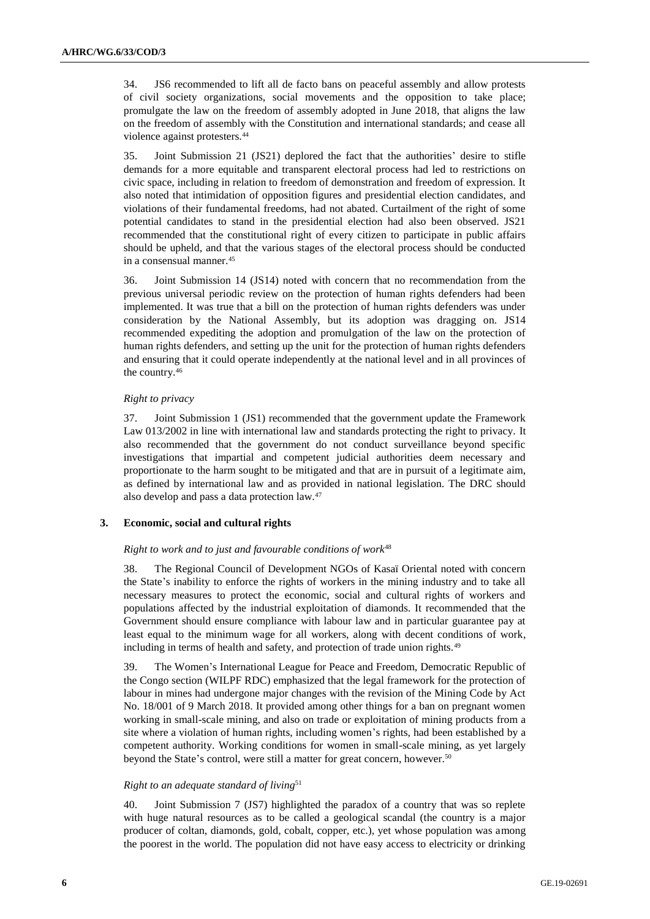34. JS6 recommended to lift all de facto bans on peaceful assembly and allow protests of civil society organizations, social movements and the opposition to take place; promulgate the law on the freedom of assembly adopted in June 2018, that aligns the law on the freedom of assembly with the Constitution and international standards; and cease all violence against protesters.[44]

35. Joint Submission 21 (JS21) deplored the fact that the authorities' desire to stifle demands for a more equitable and transparent electoral process had led to restrictions on civic space, including in relation to freedom of demonstration and freedom of expression. It also noted that intimidation of opposition figures and presidential election candidates, and violations of their fundamental freedoms, had not abated. Curtailment of the right of some potential candidates to stand in the presidential election had also been observed. JS21 recommended that the constitutional right of every citizen to participate in public affairs should be upheld, and that the various stages of the electoral process should be conducted in a consensual manner.[45]

36. Joint Submission 14 (JS14) noted with concern that no recommendation from the previous universal periodic review on the protection of human rights defenders had been implemented. It was true that a bill on the protection of human rights defenders was under consideration by the National Assembly, but its adoption was dragging on. JS14 recommended expediting the adoption and promulgation of the law on the protection of human rights defenders, and setting up the unit for the protection of human rights defenders and ensuring that it could operate independently at the national level and in all provinces of the country.[46]

*Right to privacy*

37. Joint Submission 1 (JS1) recommended that the government update the Framework Law 013/2002 in line with international law and standards protecting the right to privacy. It also recommended that the government do not conduct surveillance beyond specific investigations that impartial and competent judicial authorities deem necessary and proportionate to the harm sought to be mitigated and that are in pursuit of a legitimate aim, as defined by international law and as provided in national legislation. The DRC should also develop and pass a data protection law.[47]

### 3. Economic, social and cultural rights

*Right to work and to just and favourable conditions of work*[48]

38. The Regional Council of Development NGOs of Kasaï Oriental noted with concern the State's inability to enforce the rights of workers in the mining industry and to take all necessary measures to protect the economic, social and cultural rights of workers and populations affected by the industrial exploitation of diamonds. It recommended that the Government should ensure compliance with labour law and in particular guarantee pay at least equal to the minimum wage for all workers, along with decent conditions of work, including in terms of health and safety, and protection of trade union rights.[49]

39. The Women's International League for Peace and Freedom, Democratic Republic of the Congo section (WILPF RDC) emphasized that the legal framework for the protection of labour in mines had undergone major changes with the revision of the Mining Code by Act No. 18/001 of 9 March 2018. It provided among other things for a ban on pregnant women working in small-scale mining, and also on trade or exploitation of mining products from a site where a violation of human rights, including women's rights, had been established by a competent authority. Working conditions for women in small-scale mining, as yet largely beyond the State's control, were still a matter for great concern, however.[50]

*Right to an adequate standard of living*[51]

40. Joint Submission 7 (JS7) highlighted the paradox of a country that was so replete with huge natural resources as to be called a geological scandal (the country is a major producer of coltan, diamonds, gold, cobalt, copper, etc.), yet whose population was among the poorest in the world. The population did not have easy access to electricity or drinking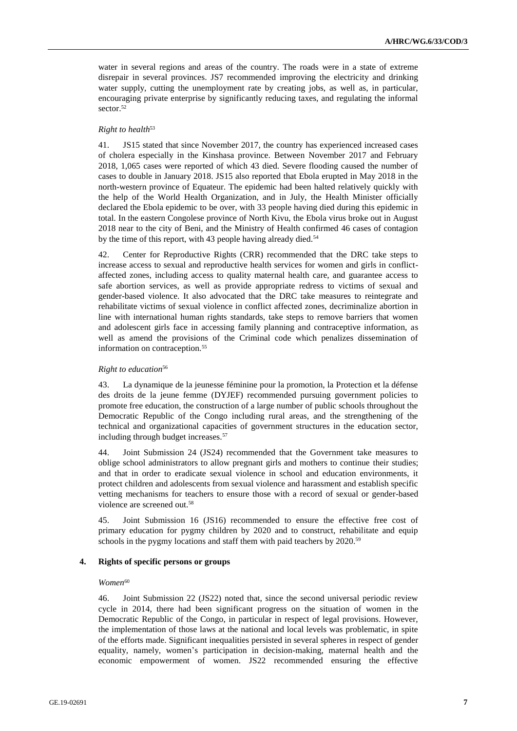water in several regions and areas of the country. The roads were in a state of extreme disrepair in several provinces. JS7 recommended improving the electricity and drinking water supply, cutting the unemployment rate by creating jobs, as well as, in particular, encouraging private enterprise by significantly reducing taxes, and regulating the informal sector.[52]

*Right to health*[53]

41. JS15 stated that since November 2017, the country has experienced increased cases of cholera especially in the Kinshasa province. Between November 2017 and February 2018, 1,065 cases were reported of which 43 died. Severe flooding caused the number of cases to double in January 2018. JS15 also reported that Ebola erupted in May 2018 in the north-western province of Equateur. The epidemic had been halted relatively quickly with the help of the World Health Organization, and in July, the Health Minister officially declared the Ebola epidemic to be over, with 33 people having died during this epidemic in total. In the eastern Congolese province of North Kivu, the Ebola virus broke out in August 2018 near to the city of Beni, and the Ministry of Health confirmed 46 cases of contagion by the time of this report, with 43 people having already died.[54]

42. Center for Reproductive Rights (CRR) recommended that the DRC take steps to increase access to sexual and reproductive health services for women and girls in conflict-affected zones, including access to quality maternal health care, and guarantee access to safe abortion services, as well as provide appropriate redress to victims of sexual and gender-based violence. It also advocated that the DRC take measures to reintegrate and rehabilitate victims of sexual violence in conflict affected zones, decriminalize abortion in line with international human rights standards, take steps to remove barriers that women and adolescent girls face in accessing family planning and contraceptive information, as well as amend the provisions of the Criminal code which penalizes dissemination of information on contraception.[55]

*Right to education*[56]

43. La dynamique de la jeunesse féminine pour la promotion, la Protection et la défense des droits de la jeune femme (DYJEF) recommended pursuing government policies to promote free education, the construction of a large number of public schools throughout the Democratic Republic of the Congo including rural areas, and the strengthening of the technical and organizational capacities of government structures in the education sector, including through budget increases.[57]

44. Joint Submission 24 (JS24) recommended that the Government take measures to oblige school administrators to allow pregnant girls and mothers to continue their studies; and that in order to eradicate sexual violence in school and education environments, it protect children and adolescents from sexual violence and harassment and establish specific vetting mechanisms for teachers to ensure those with a record of sexual or gender-based violence are screened out.[58]

45. Joint Submission 16 (JS16) recommended to ensure the effective free cost of primary education for pygmy children by 2020 and to construct, rehabilitate and equip schools in the pygmy locations and staff them with paid teachers by 2020.[59]

### 4. Rights of specific persons or groups

*Women*[60]

46. Joint Submission 22 (JS22) noted that, since the second universal periodic review cycle in 2014, there had been significant progress on the situation of women in the Democratic Republic of the Congo, in particular in respect of legal provisions. However, the implementation of those laws at the national and local levels was problematic, in spite of the efforts made. Significant inequalities persisted in several spheres in respect of gender equality, namely, women's participation in decision-making, maternal health and the economic empowerment of women. JS22 recommended ensuring the effective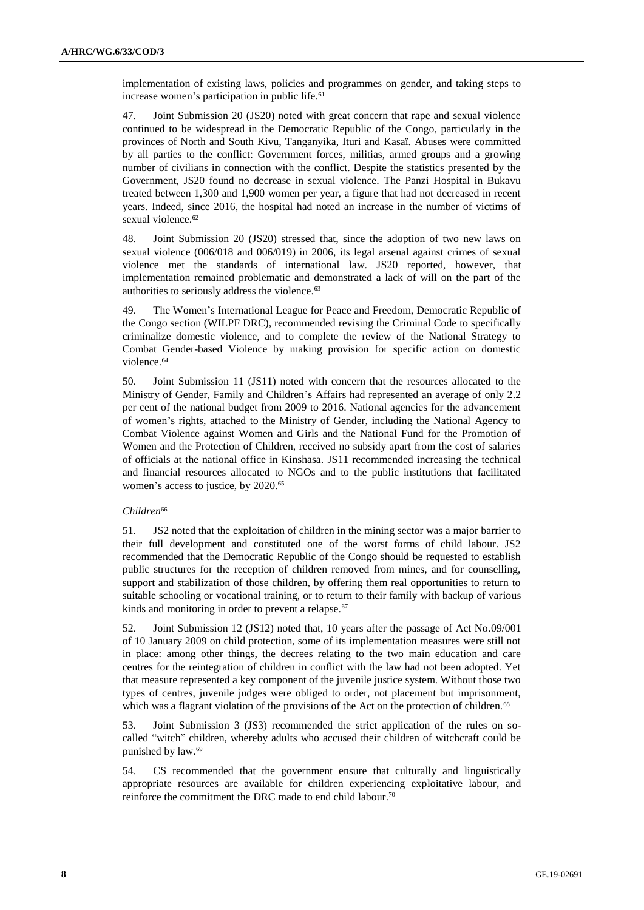implementation of existing laws, policies and programmes on gender, and taking steps to increase women's participation in public life.[61]

47. Joint Submission 20 (JS20) noted with great concern that rape and sexual violence continued to be widespread in the Democratic Republic of the Congo, particularly in the provinces of North and South Kivu, Tanganyika, Ituri and Kasaï. Abuses were committed by all parties to the conflict: Government forces, militias, armed groups and a growing number of civilians in connection with the conflict. Despite the statistics presented by the Government, JS20 found no decrease in sexual violence. The Panzi Hospital in Bukavu treated between 1,300 and 1,900 women per year, a figure that had not decreased in recent years. Indeed, since 2016, the hospital had noted an increase in the number of victims of sexual violence.[62]

48. Joint Submission 20 (JS20) stressed that, since the adoption of two new laws on sexual violence (006/018 and 006/019) in 2006, its legal arsenal against crimes of sexual violence met the standards of international law. JS20 reported, however, that implementation remained problematic and demonstrated a lack of will on the part of the authorities to seriously address the violence.[63]

49. The Women's International League for Peace and Freedom, Democratic Republic of the Congo section (WILPF DRC), recommended revising the Criminal Code to specifically criminalize domestic violence, and to complete the review of the National Strategy to Combat Gender-based Violence by making provision for specific action on domestic violence.[64]

50. Joint Submission 11 (JS11) noted with concern that the resources allocated to the Ministry of Gender, Family and Children's Affairs had represented an average of only 2.2 per cent of the national budget from 2009 to 2016. National agencies for the advancement of women's rights, attached to the Ministry of Gender, including the National Agency to Combat Violence against Women and Girls and the National Fund for the Promotion of Women and the Protection of Children, received no subsidy apart from the cost of salaries of officials at the national office in Kinshasa. JS11 recommended increasing the technical and financial resources allocated to NGOs and to the public institutions that facilitated women's access to justice, by 2020.[65]

*Children*[66]

51. JS2 noted that the exploitation of children in the mining sector was a major barrier to their full development and constituted one of the worst forms of child labour. JS2 recommended that the Democratic Republic of the Congo should be requested to establish public structures for the reception of children removed from mines, and for counselling, support and stabilization of those children, by offering them real opportunities to return to suitable schooling or vocational training, or to return to their family with backup of various kinds and monitoring in order to prevent a relapse.[67]

52. Joint Submission 12 (JS12) noted that, 10 years after the passage of Act No.09/001 of 10 January 2009 on child protection, some of its implementation measures were still not in place: among other things, the decrees relating to the two main education and care centres for the reintegration of children in conflict with the law had not been adopted. Yet that measure represented a key component of the juvenile justice system. Without those two types of centres, juvenile judges were obliged to order, not placement but imprisonment, which was a flagrant violation of the provisions of the Act on the protection of children.[68]

53. Joint Submission 3 (JS3) recommended the strict application of the rules on so-called "witch" children, whereby adults who accused their children of witchcraft could be punished by law.[69]

54. CS recommended that the government ensure that culturally and linguistically appropriate resources are available for children experiencing exploitative labour, and reinforce the commitment the DRC made to end child labour.[70]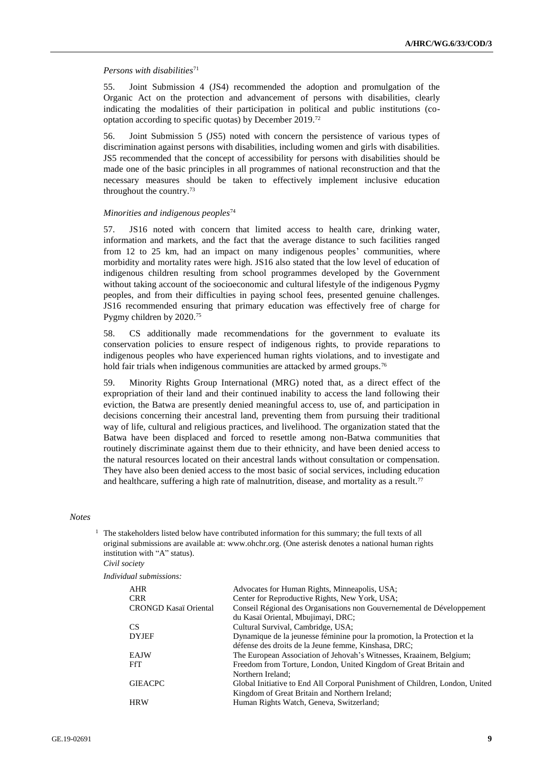*Persons with disabilities*[71]

55. Joint Submission 4 (JS4) recommended the adoption and promulgation of the Organic Act on the protection and advancement of persons with disabilities, clearly indicating the modalities of their participation in political and public institutions (co-optation according to specific quotas) by December 2019.[72]

56. Joint Submission 5 (JS5) noted with concern the persistence of various types of discrimination against persons with disabilities, including women and girls with disabilities. JS5 recommended that the concept of accessibility for persons with disabilities should be made one of the basic principles in all programmes of national reconstruction and that the necessary measures should be taken to effectively implement inclusive education throughout the country.[73]

*Minorities and indigenous peoples*[74]

57. JS16 noted with concern that limited access to health care, drinking water, information and markets, and the fact that the average distance to such facilities ranged from 12 to 25 km, had an impact on many indigenous peoples' communities, where morbidity and mortality rates were high. JS16 also stated that the low level of education of indigenous children resulting from school programmes developed by the Government without taking account of the socioeconomic and cultural lifestyle of the indigenous Pygmy peoples, and from their difficulties in paying school fees, presented genuine challenges. JS16 recommended ensuring that primary education was effectively free of charge for Pygmy children by 2020.[75]

58. CS additionally made recommendations for the government to evaluate its conservation policies to ensure respect of indigenous rights, to provide reparations to indigenous peoples who have experienced human rights violations, and to investigate and hold fair trials when indigenous communities are attacked by armed groups.[76]

59. Minority Rights Group International (MRG) noted that, as a direct effect of the expropriation of their land and their continued inability to access the land following their eviction, the Batwa are presently denied meaningful access to, use of, and participation in decisions concerning their ancestral land, preventing them from pursuing their traditional way of life, cultural and religious practices, and livelihood. The organization stated that the Batwa have been displaced and forced to resettle among non-Batwa communities that routinely discriminate against them due to their ethnicity, and have been denied access to the natural resources located on their ancestral lands without consultation or compensation. They have also been denied access to the most basic of social services, including education and healthcare, suffering a high rate of malnutrition, disease, and mortality as a result.[77]

*Notes*

[1] The stakeholders listed below have contributed information for this summary; the full texts of all original submissions are available at: www.ohchr.org. (One asterisk denotes a national human rights institution with "A" status).

*Civil society*

*Individual submissions:*

| | |
|---|---|
| AHR | Advocates for Human Rights, Minneapolis, USA; |
| CRR | Center for Reproductive Rights, New York, USA; |
| CRONGD Kasaï Oriental | Conseil Régional des Organisations non Gouvernemental de Développement du Kasaï Oriental, Mbujimayi, DRC; |
| CS | Cultural Survival, Cambridge, USA; |
| DYJEF | Dynamique de la jeunesse féminine pour la promotion, la Protection et la défense des droits de la Jeune femme, Kinshasa, DRC; |
| EAJW | The European Association of Jehovah's Witnesses, Kraainem, Belgium; |
| FfT | Freedom from Torture, London, United Kingdom of Great Britain and Northern Ireland; |
| GIEACPC | Global Initiative to End All Corporal Punishment of Children, London, United Kingdom of Great Britain and Northern Ireland; |
| HRW | Human Rights Watch, Geneva, Switzerland; |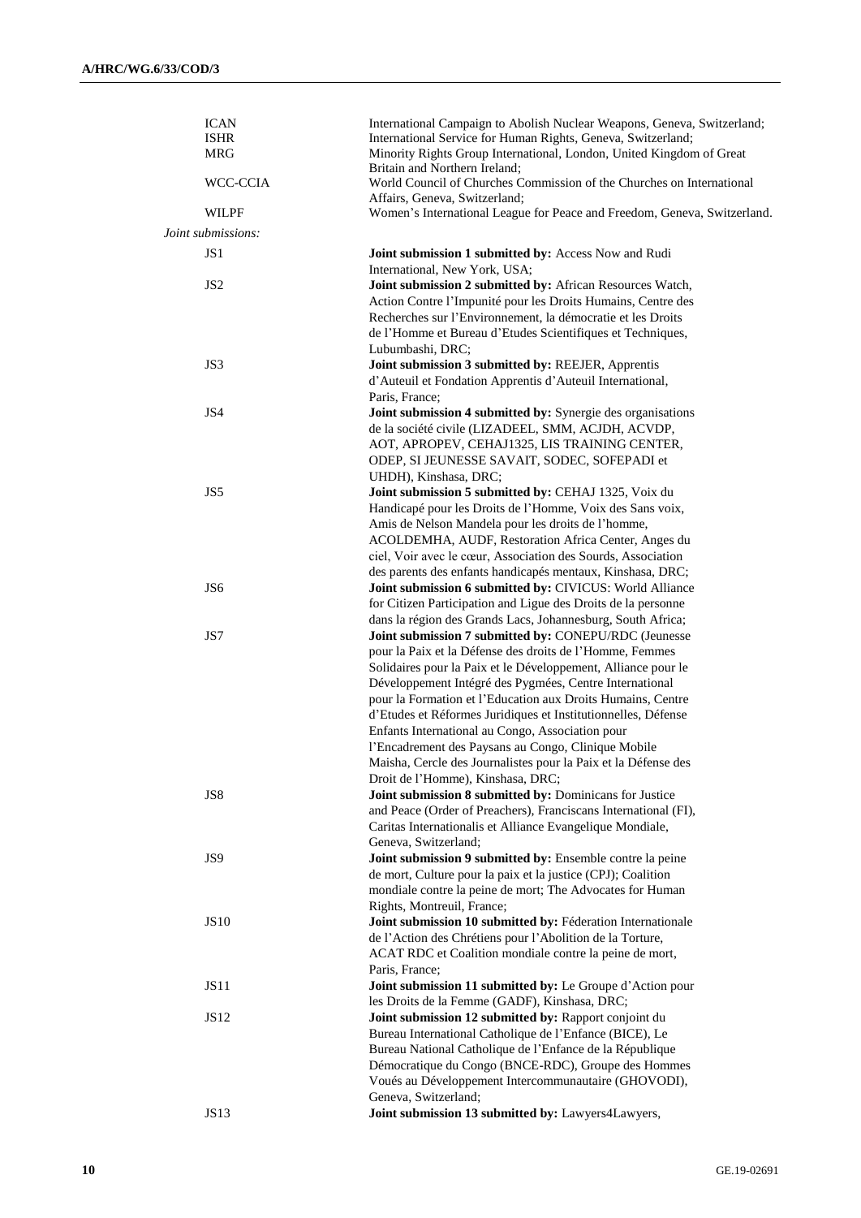| | |
|---|---|
| ICAN | International Campaign to Abolish Nuclear Weapons, Geneva, Switzerland; |
| ISHR | International Service for Human Rights, Geneva, Switzerland; |
| MRG | Minority Rights Group International, London, United Kingdom of Great Britain and Northern Ireland; |
| WCC-CCIA | World Council of Churches Commission of the Churches on International Affairs, Geneva, Switzerland; |
| WILPF | Women's International League for Peace and Freedom, Geneva, Switzerland. |

*Joint submissions:*

| | |
|---|---|
| JS1 | **Joint submission 1 submitted by:** Access Now and Rudi International, New York, USA; |
| JS2 | **Joint submission 2 submitted by:** African Resources Watch, Action Contre l'Impunité pour les Droits Humains, Centre des Recherches sur l'Environnement, la démocratie et les Droits de l'Homme et Bureau d'Etudes Scientifiques et Techniques, Lubumbashi, DRC; |
| JS3 | **Joint submission 3 submitted by:** REEJER, Apprentis d'Auteuil et Fondation Apprentis d'Auteuil International, Paris, France; |
| JS4 | **Joint submission 4 submitted by:** Synergie des organisations de la société civile (LIZADEEL, SMM, ACJDH, ACVDP, AOT, APROPEV, CEHAJ1325, LIS TRAINING CENTER, ODEP, SI JEUNESSE SAVAIT, SODEC, SOFEPADI et UHDH), Kinshasa, DRC; |
| JS5 | **Joint submission 5 submitted by:** CEHAJ 1325, Voix du Handicapé pour les Droits de l'Homme, Voix des Sans voix, Amis de Nelson Mandela pour les droits de l'homme, ACOLDEMHA, AUDF, Restoration Africa Center, Anges du ciel, Voir avec le cœur, Association des Sourds, Association des parents des enfants handicapés mentaux, Kinshasa, DRC; |
| JS6 | **Joint submission 6 submitted by:** CIVICUS: World Alliance for Citizen Participation and Ligue des Droits de la personne dans la région des Grands Lacs, Johannesburg, South Africa; |
| JS7 | **Joint submission 7 submitted by:** CONEPU/RDC (Jeunesse pour la Paix et la Défense des droits de l'Homme, Femmes Solidaires pour la Paix et le Développement, Alliance pour le Développement Intégré des Pygmées, Centre International pour la Formation et l'Education aux Droits Humains, Centre d'Etudes et Réformes Juridiques et Institutionnelles, Défense Enfants International au Congo, Association pour l'Encadrement des Paysans au Congo, Clinique Mobile Maisha, Cercle des Journalistes pour la Paix et la Défense des Droit de l'Homme), Kinshasa, DRC; |
| JS8 | **Joint submission 8 submitted by:** Dominicans for Justice and Peace (Order of Preachers), Franciscans International (FI), Caritas Internationalis et Alliance Evangelique Mondiale, Geneva, Switzerland; |
| JS9 | **Joint submission 9 submitted by:** Ensemble contre la peine de mort, Culture pour la paix et la justice (CPJ); Coalition mondiale contre la peine de mort; The Advocates for Human Rights, Montreuil, France; |
| JS10 | **Joint submission 10 submitted by:** Féderation Internationale de l'Action des Chrétiens pour l'Abolition de la Torture, ACAT RDC et Coalition mondiale contre la peine de mort, Paris, France; |
| JS11 | **Joint submission 11 submitted by:** Le Groupe d'Action pour les Droits de la Femme (GADF), Kinshasa, DRC; |
| JS12 | **Joint submission 12 submitted by:** Rapport conjoint du Bureau International Catholique de l'Enfance (BICE), Le Bureau National Catholique de l'Enfance de la République Démocratique du Congo (BNCE-RDC), Groupe des Hommes Voués au Développement Intercommunautaire (GHOVODI), Geneva, Switzerland; |
| JS13 | **Joint submission 13 submitted by:** Lawyers4Lawyers, |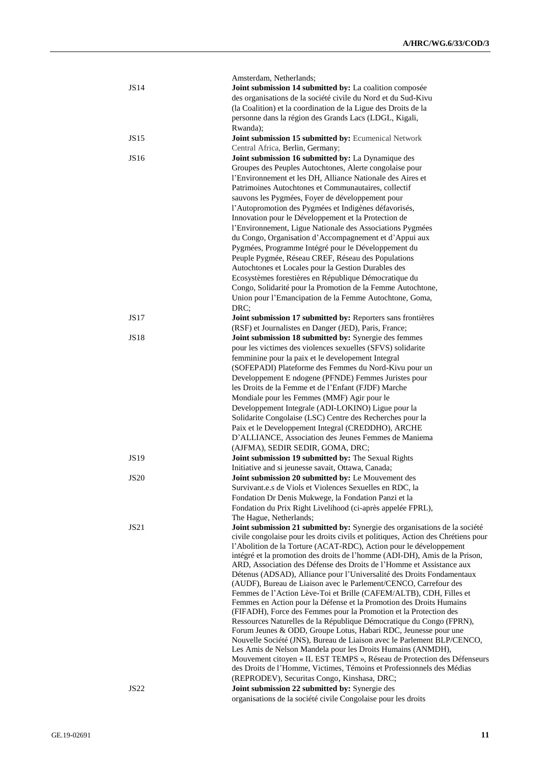Amsterdam, Netherlands;

| | |
|---|---|
| JS14 | **Joint submission 14 submitted by:** La coalition composée des organisations de la société civile du Nord et du Sud-Kivu (la Coalition) et la coordination de la Ligue des Droits de la personne dans la région des Grands Lacs (LDGL, Kigali, Rwanda); |
| JS15 | **Joint submission 15 submitted by:** Ecumenical Network Central Africa, Berlin, Germany; |
| JS16 | **Joint submission 16 submitted by:** La Dynamique des Groupes des Peuples Autochtones, Alerte congolaise pour l'Environnement et les DH, Alliance Nationale des Aires et Patrimoines Autochtones et Communautaires, collectif sauvons les Pygmées, Foyer de développement pour l'Autopromotion des Pygmées et Indigènes défavorisés, Innovation pour le Développement et la Protection de l'Environnement, Ligue Nationale des Associations Pygmées du Congo, Organisation d'Accompagnement et d'Appui aux Pygmées, Programme Intégré pour le Développement du Peuple Pygmée, Réseau CREF, Réseau des Populations Autochtones et Locales pour la Gestion Durables des Ecosystèmes forestières en République Démocratique du Congo, Solidarité pour la Promotion de la Femme Autochtone, Union pour l'Emancipation de la Femme Autochtone, Goma, DRC; |
| JS17 | **Joint submission 17 submitted by:** Reporters sans frontières (RSF) et Journalistes en Danger (JED), Paris, France; |
| JS18 | **Joint submission 18 submitted by:** Synergie des femmes pour les victimes des violences sexuelles (SFVS) solidarite femminine pour la paix et le developement Integral (SOFEPADI) Plateforme des Femmes du Nord-Kivu pour un Developpement E ndogene (PFNDE) Femmes Juristes pour les Droits de la Femme et de l'Enfant (FJDF) Marche Mondiale pour les Femmes (MMF) Agir pour le Developpement Integrale (ADI-LOKINO) Ligue pour la Solidarite Congolaise (LSC) Centre des Recherches pour la Paix et le Developpement Integral (CREDDHO), ARCHE D'ALLIANCE, Association des Jeunes Femmes de Maniema (AJFMA), SEDIR SEDIR, GOMA, DRC; |
| JS19 | **Joint submission 19 submitted by:** The Sexual Rights Initiative and si jeunesse savait, Ottawa, Canada; |
| JS20 | **Joint submission 20 submitted by:** Le Mouvement des Survivant.e.s de Viols et Violences Sexuelles en RDC, la Fondation Dr Denis Mukwege, la Fondation Panzi et la Fondation du Prix Right Livelihood (ci-après appelée FPRL), The Hague, Netherlands; |
| JS21 | **Joint submission 21 submitted by:** Synergie des organisations de la société civile congolaise pour les droits civils et politiques, Action des Chrétiens pour l'Abolition de la Torture (ACAT-RDC), Action pour le développement intégré et la promotion des droits de l'homme (ADI-DH), Amis de la Prison, ARD, Association des Défense des Droits de l'Homme et Assistance aux Détenus (ADSAD), Alliance pour l'Universalité des Droits Fondamentaux (AUDF), Bureau de Liaison avec le Parlement/CENCO, Carrefour des Femmes de l'Action Lève-Toi et Brille (CAFEM/ALTB), CDH, Filles et Femmes en Action pour la Défense et la Promotion des Droits Humains (FIFADH), Force des Femmes pour la Promotion et la Protection des Ressources Naturelles de la République Démocratique du Congo (FPRN), Forum Jeunes & ODD, Groupe Lotus, Habari RDC, Jeunesse pour une Nouvelle Société (JNS), Bureau de Liaison avec le Parlement BLP/CENCO, Les Amis de Nelson Mandela pour les Droits Humains (ANMDH), Mouvement citoyen « IL EST TEMPS », Réseau de Protection des Défenseurs des Droits de l'Homme, Victimes, Témoins et Professionnels des Médias (REPRODEV), Securitas Congo, Kinshasa, DRC; |
| JS22 | **Joint submission 22 submitted by:** Synergie des organisations de la société civile Congolaise pour les droits |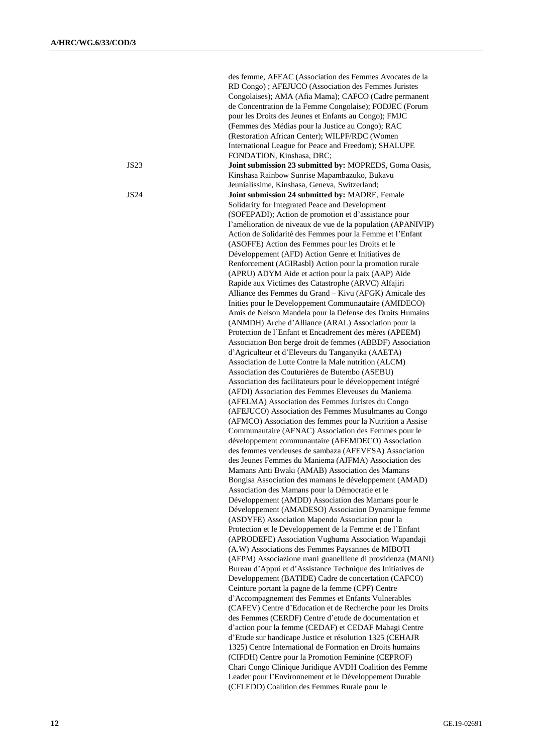des femme, AFEAC (Association des Femmes Avocates de la RD Congo) ; AFEJUCO (Association des Femmes Juristes Congolaises); AMA (Afia Mama); CAFCO (Cadre permanent de Concentration de la Femme Congolaise); FODJEC (Forum pour les Droits des Jeunes et Enfants au Congo); FMJC (Femmes des Médias pour la Justice au Congo); RAC (Restoration African Center); WILPF/RDC (Women International League for Peace and Freedom); SHALUPE FONDATION, Kinshasa, DRC;

JS23 **Joint submission 23 submitted by:** MOPREDS, Goma Oasis, Kinshasa Rainbow Sunrise Mapambazuko, Bukavu Jeunialissime, Kinshasa, Geneva, Switzerland;

JS24 **Joint submission 24 submitted by:** MADRE, Female Solidarity for Integrated Peace and Development (SOFEPADI); Action de promotion et d'assistance pour l'amélioration de niveaux de vue de la population (APANIVIP) Action de Solidarité des Femmes pour la Femme et l'Enfant (ASOFFE) Action des Femmes pour les Droits et le Développement (AFD) Action Genre et Initiatives de Renforcement (AGIRasbl) Action pour la promotion rurale (APRU) ADYM Aide et action pour la paix (AAP) Aide Rapide aux Victimes des Catastrophe (ARVC) Alfajiri Alliance des Femmes du Grand – Kivu (AFGK) Amicale des Inities pour le Developpement Communautaire (AMIDECO) Amis de Nelson Mandela pour la Defense des Droits Humains (ANMDH) Arche d'Alliance (ARAL) Association pour la Protection de l'Enfant et Encadrement des mères (APEEM) Association Bon berge droit de femmes (ABBDF) Association d'Agriculteur et d'Eleveurs du Tanganyika (AAETA) Association de Lutte Contre la Male nutrition (ALCM) Association des Couturières de Butembo (ASEBU) Association des facilitateurs pour le développement intégré (AFDI) Association des Femmes Eleveuses du Maniema (AFELMA) Association des Femmes Juristes du Congo (AFEJUCO) Association des Femmes Musulmanes au Congo (AFMCO) Association des femmes pour la Nutrition a Assise Communautaire (AFNAC) Association des Femmes pour le développement communautaire (AFEMDECO) Association des femmes vendeuses de sambaza (AFEVESA) Association des Jeunes Femmes du Maniema (AJFMA) Association des Mamans Anti Bwaki (AMAB) Association des Mamans Bongisa Association des mamans le développement (AMAD) Association des Mamans pour la Démocratie et le Développement (AMDD) Association des Mamans pour le Développement (AMADESO) Association Dynamique femme (ASDYFE) Association Mapendo Association pour la Protection et le Developpement de la Femme et de l'Enfant (APRODEFE) Association Vughuma Association Wapandaji (A.W) Associations des Femmes Paysannes de MIBOTI (AFPM) Associazione mani guanelliene di providenza (MANI) Bureau d'Appui et d'Assistance Technique des Initiatives de Developpement (BATIDE) Cadre de concertation (CAFCO) Ceinture portant la pagne de la femme (CPF) Centre d'Accompagnement des Femmes et Enfants Vulnerables (CAFEV) Centre d'Education et de Recherche pour les Droits des Femmes (CERDF) Centre d'etude de documentation et d'action pour la femme (CEDAF) et CEDAF Mahagi Centre d'Etude sur handicape Justice et résolution 1325 (CEHAJR 1325) Centre International de Formation en Droits humains (CIFDH) Centre pour la Promotion Feminine (CEPROF) Chari Congo Clinique Juridique AVDH Coalition des Femme Leader pour l'Environnement et le Développement Durable (CFLEDD) Coalition des Femmes Rurale pour le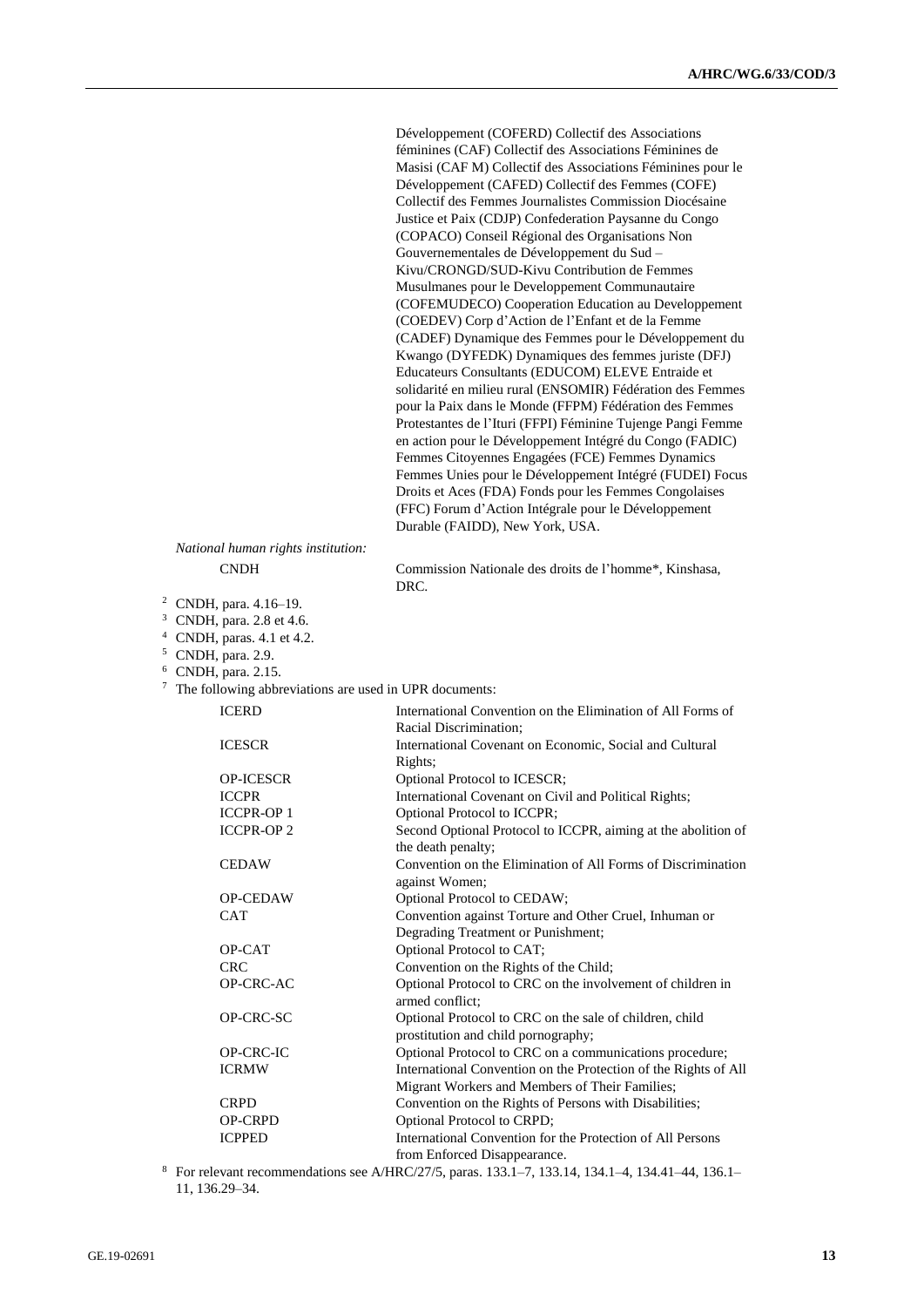Développement (COFERD) Collectif des Associations féminines (CAF) Collectif des Associations Féminines de Masisi (CAF M) Collectif des Associations Féminines pour le Développement (CAFED) Collectif des Femmes (COFE) Collectif des Femmes Journalistes Commission Diocésaine Justice et Paix (CDJP) Confederation Paysanne du Congo (COPACO) Conseil Régional des Organisations Non Gouvernementales de Développement du Sud – Kivu/CRONGD/SUD-Kivu Contribution de Femmes Musulmanes pour le Developpement Communautaire (COFEMUDECO) Cooperation Education au Developpement (COEDEV) Corp d'Action de l'Enfant et de la Femme (CADEF) Dynamique des Femmes pour le Développement du Kwango (DYFEDK) Dynamiques des femmes juriste (DFJ) Educateurs Consultants (EDUCOM) ELEVE Entraide et solidarité en milieu rural (ENSOMIR) Fédération des Femmes pour la Paix dans le Monde (FFPM) Fédération des Femmes Protestantes de l'Ituri (FFPI) Féminine Tujenge Pangi Femme en action pour le Développement Intégré du Congo (FADIC) Femmes Citoyennes Engagées (FCE) Femmes Dynamics Femmes Unies pour le Développement Intégré (FUDEI) Focus Droits et Aces (FDA) Fonds pour les Femmes Congolaises (FFC) Forum d'Action Intégrale pour le Développement Durable (FAIDD), New York, USA.

*National human rights institution:*

| | |
|---|---|
| CNDH | Commission Nationale des droits de l'homme*, Kinshasa, DRC. |

[2] CNDH, para. 4.16–19.

[3] CNDH, para. 2.8 et 4.6.

[4] CNDH, paras. 4.1 et 4.2.

[5] CNDH, para. 2.9.

[6] CNDH, para. 2.15.

[7] The following abbreviations are used in UPR documents:

| | |
|---|---|
| ICERD | International Convention on the Elimination of All Forms of Racial Discrimination; |
| ICESCR | International Covenant on Economic, Social and Cultural Rights; |
| OP-ICESCR | Optional Protocol to ICESCR; |
| ICCPR | International Covenant on Civil and Political Rights; |
| ICCPR-OP 1 | Optional Protocol to ICCPR; |
| ICCPR-OP 2 | Second Optional Protocol to ICCPR, aiming at the abolition of the death penalty; |
| CEDAW | Convention on the Elimination of All Forms of Discrimination against Women; |
| OP-CEDAW | Optional Protocol to CEDAW; |
| CAT | Convention against Torture and Other Cruel, Inhuman or Degrading Treatment or Punishment; |
| OP-CAT | Optional Protocol to CAT; |
| CRC | Convention on the Rights of the Child; |
| OP-CRC-AC | Optional Protocol to CRC on the involvement of children in armed conflict; |
| OP-CRC-SC | Optional Protocol to CRC on the sale of children, child prostitution and child pornography; |
| OP-CRC-IC | Optional Protocol to CRC on a communications procedure; |
| ICRMW | International Convention on the Protection of the Rights of All Migrant Workers and Members of Their Families; |
| CRPD | Convention on the Rights of Persons with Disabilities; |
| OP-CRPD | Optional Protocol to CRPD; |
| ICPPED | International Convention for the Protection of All Persons from Enforced Disappearance. |

[8] For relevant recommendations see A/HRC/27/5, paras. 133.1–7, 133.14, 134.1–4, 134.41–44, 136.1–11, 136.29–34.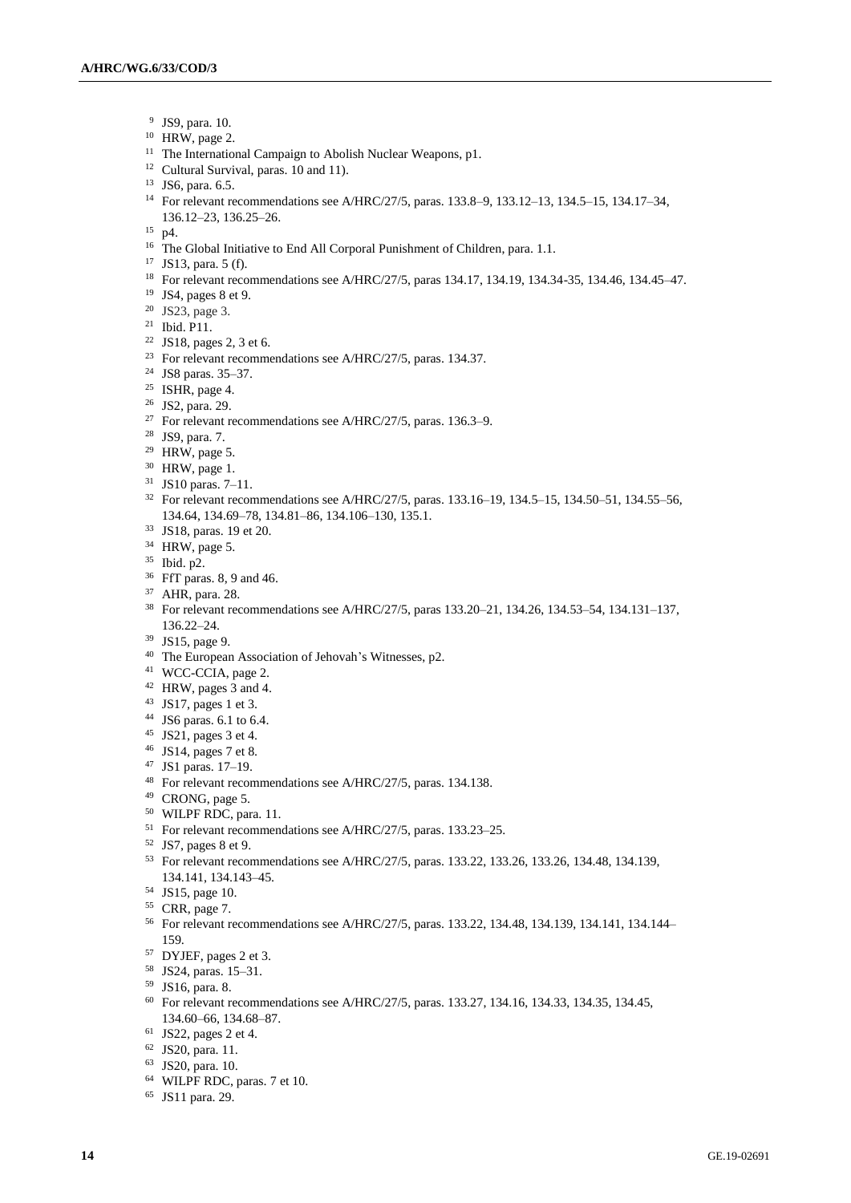[9] JS9, para. 10.

[10] HRW, page 2.

[11] The International Campaign to Abolish Nuclear Weapons, p1.

[12] Cultural Survival, paras. 10 and 11).

[13] JS6, para. 6.5.

[14] For relevant recommendations see A/HRC/27/5, paras. 133.8–9, 133.12–13, 134.5–15, 134.17–34, 136.12–23, 136.25–26.

[15] p4.

[16] The Global Initiative to End All Corporal Punishment of Children, para. 1.1.

[17] JS13, para. 5 (f).

[18] For relevant recommendations see A/HRC/27/5, paras 134.17, 134.19, 134.34-35, 134.46, 134.45–47.

[19] JS4, pages 8 et 9.

[20] JS23, page 3.

[21] Ibid. P11.

[22] JS18, pages 2, 3 et 6.

[23] For relevant recommendations see A/HRC/27/5, paras. 134.37.

[24] JS8 paras. 35–37.

[25] ISHR, page 4.

[26] JS2, para. 29.

[27] For relevant recommendations see A/HRC/27/5, paras. 136.3–9.

[28] JS9, para. 7.

[29] HRW, page 5.

[30] HRW, page 1.

[31] JS10 paras. 7–11.

[32] For relevant recommendations see A/HRC/27/5, paras. 133.16–19, 134.5–15, 134.50–51, 134.55–56, 134.64, 134.69–78, 134.81–86, 134.106–130, 135.1.

[33] JS18, paras. 19 et 20.

[34] HRW, page 5.

[35] Ibid. p2.

[36] FfT paras. 8, 9 and 46.

[37] AHR, para. 28.

[38] For relevant recommendations see A/HRC/27/5, paras 133.20–21, 134.26, 134.53–54, 134.131–137, 136.22–24.

[39] JS15, page 9.

[40] The European Association of Jehovah's Witnesses, p2.

[41] WCC-CCIA, page 2.

[42] HRW, pages 3 and 4.

[43] JS17, pages 1 et 3.

[44] JS6 paras. 6.1 to 6.4.

[45] JS21, pages 3 et 4.

[46] JS14, pages 7 et 8.

[47] JS1 paras. 17–19.

[48] For relevant recommendations see A/HRC/27/5, paras. 134.138.

[49] CRONG, page 5.

[50] WILPF RDC, para. 11.

[51] For relevant recommendations see A/HRC/27/5, paras. 133.23–25.

[52] JS7, pages 8 et 9.

[53] For relevant recommendations see A/HRC/27/5, paras. 133.22, 133.26, 133.26, 134.48, 134.139, 134.141, 134.143–45.

[54] JS15, page 10.

[55] CRR, page 7.

[56] For relevant recommendations see A/HRC/27/5, paras. 133.22, 134.48, 134.139, 134.141, 134.144–159.

[57] DYJEF, pages 2 et 3.

[58] JS24, paras. 15–31.

[59] JS16, para. 8.

[60] For relevant recommendations see A/HRC/27/5, paras. 133.27, 134.16, 134.33, 134.35, 134.45, 134.60–66, 134.68–87.

[61] JS22, pages 2 et 4.

[62] JS20, para. 11.

[63] JS20, para. 10.

[64] WILPF RDC, paras. 7 et 10.

[65] JS11 para. 29.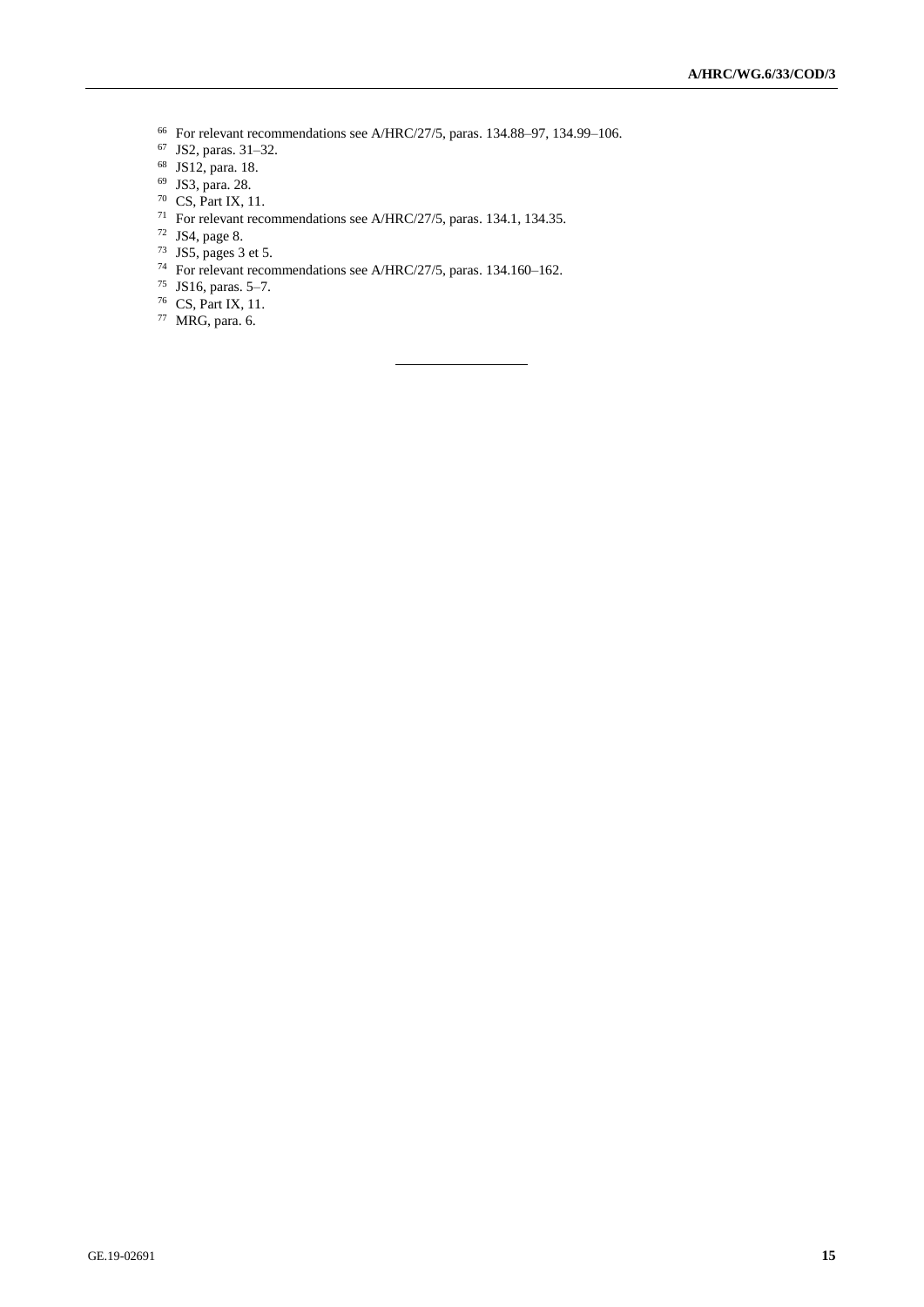[66] For relevant recommendations see A/HRC/27/5, paras. 134.88–97, 134.99–106.

[67] JS2, paras. 31–32.

[68] JS12, para. 18.

[69] JS3, para. 28.

[70] CS, Part IX, 11.

[71] For relevant recommendations see A/HRC/27/5, paras. 134.1, 134.35.

[72] JS4, page 8.

[73] JS5, pages 3 et 5.

[74] For relevant recommendations see A/HRC/27/5, paras. 134.160–162.

[75] JS16, paras. 5–7.

[76] CS, Part IX, 11.

[77] MRG, para. 6.